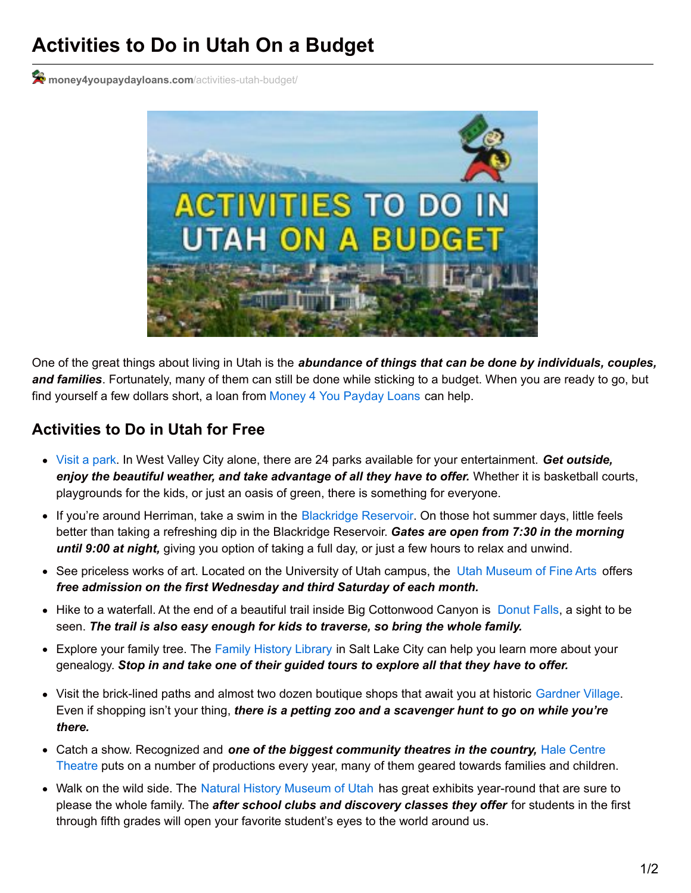# Activities to Do in Utah On a Budget

money4youpaydayloans.com/activities-utah-budget/

One of the great things about living in Utah is the ***abundance of things that can be done by individuals, couples, and families***. Fortunately, many of them can still be done while sticking to a budget. When you are ready to go, but find yourself a few dollars short, a loan from Money 4 You Payday Loans can help.

## Activities to Do in Utah for Free

- Visit a park. In West Valley City alone, there are 24 parks available for your entertainment. ***Get outside, enjoy the beautiful weather, and take advantage of all they have to offer.*** Whether it is basketball courts, playgrounds for the kids, or just an oasis of green, there is something for everyone.
- If you're around Herriman, take a swim in the Blackridge Reservoir. On those hot summer days, little feels better than taking a refreshing dip in the Blackridge Reservoir. ***Gates are open from 7:30 in the morning until 9:00 at night,*** giving you option of taking a full day, or just a few hours to relax and unwind.
- See priceless works of art. Located on the University of Utah campus, the Utah Museum of Fine Arts offers ***free admission on the first Wednesday and third Saturday of each month.***
- Hike to a waterfall. At the end of a beautiful trail inside Big Cottonwood Canyon is Donut Falls, a sight to be seen. ***The trail is also easy enough for kids to traverse, so bring the whole family.***
- Explore your family tree. The Family History Library in Salt Lake City can help you learn more about your genealogy. ***Stop in and take one of their guided tours to explore all that they have to offer.***
- Visit the brick-lined paths and almost two dozen boutique shops that await you at historic Gardner Village. Even if shopping isn't your thing, ***there is a petting zoo and a scavenger hunt to go on while you're there.***
- Catch a show. Recognized and ***one of the biggest community theatres in the country,*** Hale Centre Theatre puts on a number of productions every year, many of them geared towards families and children.
- Walk on the wild side. The Natural History Museum of Utah has great exhibits year-round that are sure to please the whole family. The ***after school clubs and discovery classes they offer*** for students in the first through fifth grades will open your favorite student's eyes to the world around us.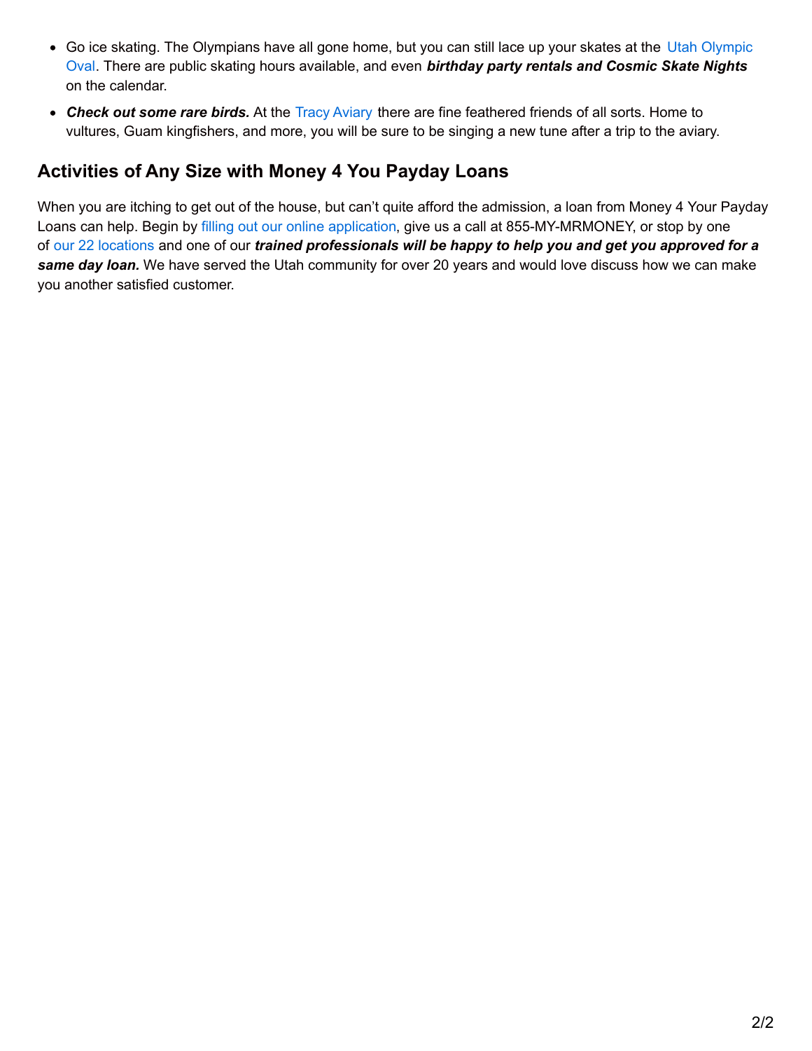- Go ice skating. The Olympians have all gone home, but you can still lace up your skates at the Utah Olympic Oval. There are public skating hours available, and even ***birthday party rentals and Cosmic Skate Nights*** on the calendar.
- ***Check out some rare birds.*** At the Tracy Aviary there are fine feathered friends of all sorts. Home to vultures, Guam kingfishers, and more, you will be sure to be singing a new tune after a trip to the aviary.

## Activities of Any Size with Money 4 You Payday Loans

When you are itching to get out of the house, but can't quite afford the admission, a loan from Money 4 Your Payday Loans can help. Begin by filling out our online application, give us a call at 855-MY-MRMONEY, or stop by one of our 22 locations and one of our ***trained professionals will be happy to help you and get you approved for a same day loan.*** We have served the Utah community for over 20 years and would love discuss how we can make you another satisfied customer.